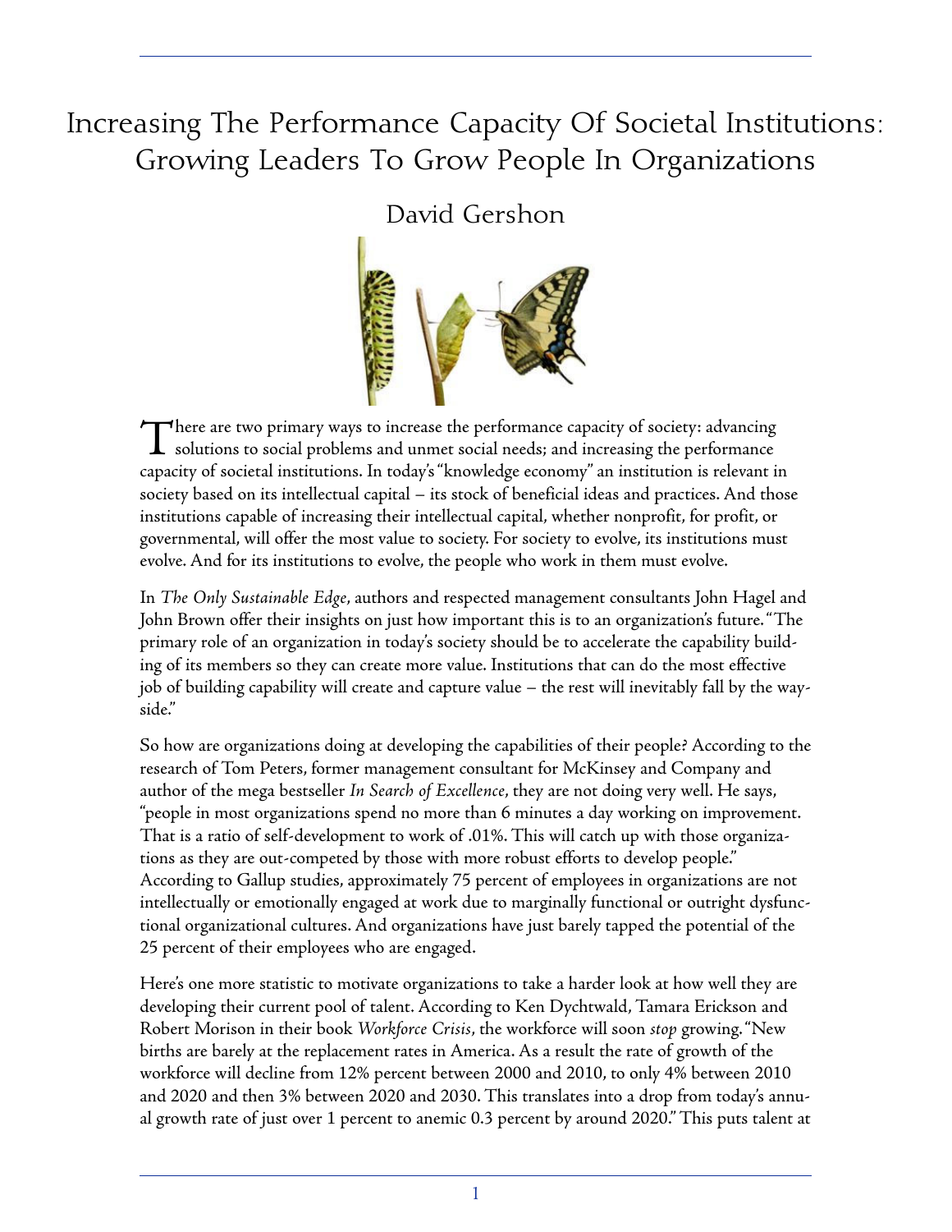# Increasing The Performance Capacity Of Societal Institutions: Growing Leaders To Grow People In Organizations

## David Gershon

There are two primary ways to increase the performance capacity of society: advancing solutions to social problems and unmet social needs; and increasing the performance capacity of societal institutions. In today's "knowledge economy" an institution is relevant in society based on its intellectual capital – its stock of beneficial ideas and practices. And those institutions capable of increasing their intellectual capital, whether nonprofit, for profit, or governmental, will offer the most value to society. For society to evolve, its institutions must evolve. And for its institutions to evolve, the people who work in them must evolve.

In *The Only Sustainable Edge*, authors and respected management consultants John Hagel and John Brown offer their insights on just how important this is to an organization's future. "The primary role of an organization in today's society should be to accelerate the capability building of its members so they can create more value. Institutions that can do the most effective job of building capability will create and capture value – the rest will inevitably fall by the wayside."

So how are organizations doing at developing the capabilities of their people? According to the research of Tom Peters, former management consultant for McKinsey and Company and author of the mega bestseller *In Search of Excellence*, they are not doing very well. He says, "people in most organizations spend no more than 6 minutes a day working on improvement. That is a ratio of self-development to work of .01%. This will catch up with those organizations as they are out-competed by those with more robust efforts to develop people." According to Gallup studies, approximately 75 percent of employees in organizations are not intellectually or emotionally engaged at work due to marginally functional or outright dysfunctional organizational cultures. And organizations have just barely tapped the potential of the 25 percent of their employees who are engaged.

Here's one more statistic to motivate organizations to take a harder look at how well they are developing their current pool of talent. According to Ken Dychtwald, Tamara Erickson and Robert Morison in their book *Workforce Crisis*, the workforce will soon *stop* growing. "New births are barely at the replacement rates in America. As a result the rate of growth of the workforce will decline from 12% percent between 2000 and 2010, to only 4% between 2010 and 2020 and then 3% between 2020 and 2030. This translates into a drop from today's annual growth rate of just over 1 percent to anemic 0.3 percent by around 2020." This puts talent at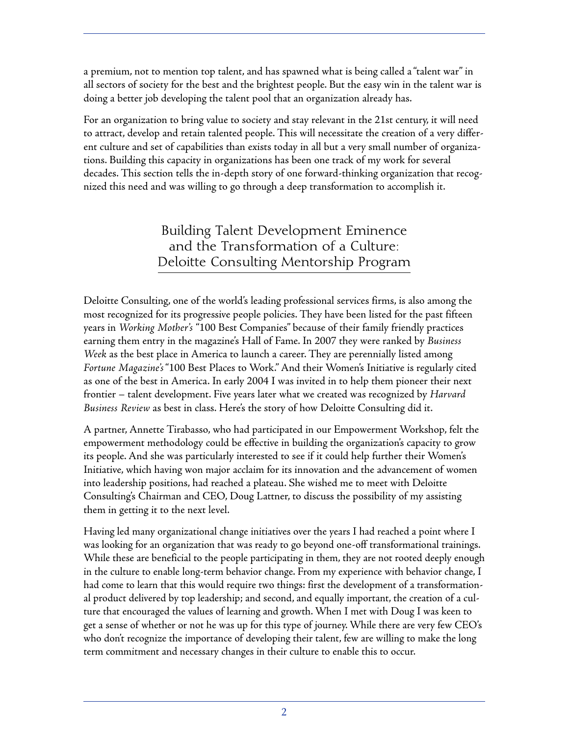a premium, not to mention top talent, and has spawned what is being called a "talent war" in all sectors of society for the best and the brightest people. But the easy win in the talent war is doing a better job developing the talent pool that an organization already has.

For an organization to bring value to society and stay relevant in the 21st century, it will need to attract, develop and retain talented people. This will necessitate the creation of a very different culture and set of capabilities than exists today in all but a very small number of organizations. Building this capacity in organizations has been one track of my work for several decades. This section tells the in-depth story of one forward-thinking organization that recognized this need and was willing to go through a deep transformation to accomplish it.

## Building Talent Development Eminence and the Transformation of a Culture: Deloitte Consulting Mentorship Program

Deloitte Consulting, one of the world's leading professional services firms, is also among the most recognized for its progressive people policies. They have been listed for the past fifteen years in *Working Mother's* "100 Best Companies" because of their family friendly practices earning them entry in the magazine's Hall of Fame. In 2007 they were ranked by *Business Week* as the best place in America to launch a career. They are perennially listed among *Fortune Magazine's* "100 Best Places to Work." And their Women's Initiative is regularly cited as one of the best in America. In early 2004 I was invited in to help them pioneer their next frontier – talent development. Five years later what we created was recognized by *Harvard Business Review* as best in class. Here's the story of how Deloitte Consulting did it.

A partner, Annette Tirabasso, who had participated in our Empowerment Workshop, felt the empowerment methodology could be effective in building the organization's capacity to grow its people. And she was particularly interested to see if it could help further their Women's Initiative, which having won major acclaim for its innovation and the advancement of women into leadership positions, had reached a plateau. She wished me to meet with Deloitte Consulting's Chairman and CEO, Doug Lattner, to discuss the possibility of my assisting them in getting it to the next level.

Having led many organizational change initiatives over the years I had reached a point where I was looking for an organization that was ready to go beyond one-off transformational trainings. While these are beneficial to the people participating in them, they are not rooted deeply enough in the culture to enable long-term behavior change. From my experience with behavior change, I had come to learn that this would require two things: first the development of a transformational product delivered by top leadership; and second, and equally important, the creation of a culture that encouraged the values of learning and growth. When I met with Doug I was keen to get a sense of whether or not he was up for this type of journey. While there are very few CEO's who don't recognize the importance of developing their talent, few are willing to make the long term commitment and necessary changes in their culture to enable this to occur.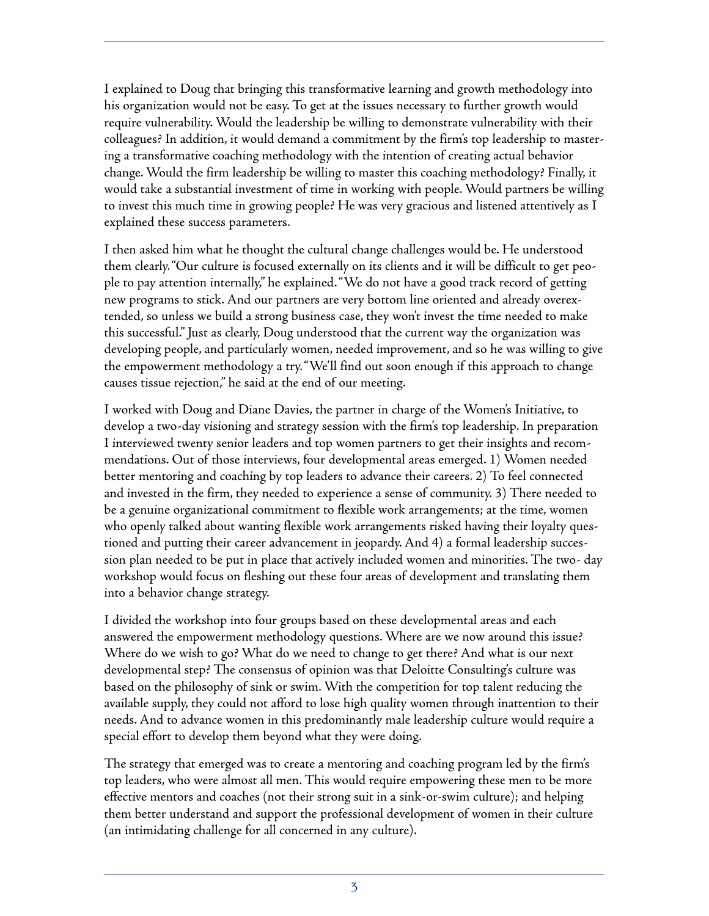I explained to Doug that bringing this transformative learning and growth methodology into his organization would not be easy. To get at the issues necessary to further growth would require vulnerability. Would the leadership be willing to demonstrate vulnerability with their colleagues? In addition, it would demand a commitment by the firm's top leadership to mastering a transformative coaching methodology with the intention of creating actual behavior change. Would the firm leadership be willing to master this coaching methodology? Finally, it would take a substantial investment of time in working with people. Would partners be willing to invest this much time in growing people? He was very gracious and listened attentively as I explained these success parameters.

I then asked him what he thought the cultural change challenges would be. He understood them clearly. "Our culture is focused externally on its clients and it will be difficult to get people to pay attention internally," he explained. "We do not have a good track record of getting new programs to stick. And our partners are very bottom line oriented and already overextended, so unless we build a strong business case, they won't invest the time needed to make this successful." Just as clearly, Doug understood that the current way the organization was developing people, and particularly women, needed improvement, and so he was willing to give the empowerment methodology a try. "We'll find out soon enough if this approach to change causes tissue rejection," he said at the end of our meeting.

I worked with Doug and Diane Davies, the partner in charge of the Women's Initiative, to develop a two-day visioning and strategy session with the firm's top leadership. In preparation I interviewed twenty senior leaders and top women partners to get their insights and recommendations. Out of those interviews, four developmental areas emerged. 1) Women needed better mentoring and coaching by top leaders to advance their careers. 2) To feel connected and invested in the firm, they needed to experience a sense of community. 3) There needed to be a genuine organizational commitment to flexible work arrangements; at the time, women who openly talked about wanting flexible work arrangements risked having their loyalty questioned and putting their career advancement in jeopardy. And 4) a formal leadership succession plan needed to be put in place that actively included women and minorities. The two- day workshop would focus on fleshing out these four areas of development and translating them into a behavior change strategy.

I divided the workshop into four groups based on these developmental areas and each answered the empowerment methodology questions. Where are we now around this issue? Where do we wish to go? What do we need to change to get there? And what is our next developmental step? The consensus of opinion was that Deloitte Consulting's culture was based on the philosophy of sink or swim. With the competition for top talent reducing the available supply, they could not afford to lose high quality women through inattention to their needs. And to advance women in this predominantly male leadership culture would require a special effort to develop them beyond what they were doing.

The strategy that emerged was to create a mentoring and coaching program led by the firm's top leaders, who were almost all men. This would require empowering these men to be more effective mentors and coaches (not their strong suit in a sink-or-swim culture); and helping them better understand and support the professional development of women in their culture (an intimidating challenge for all concerned in any culture).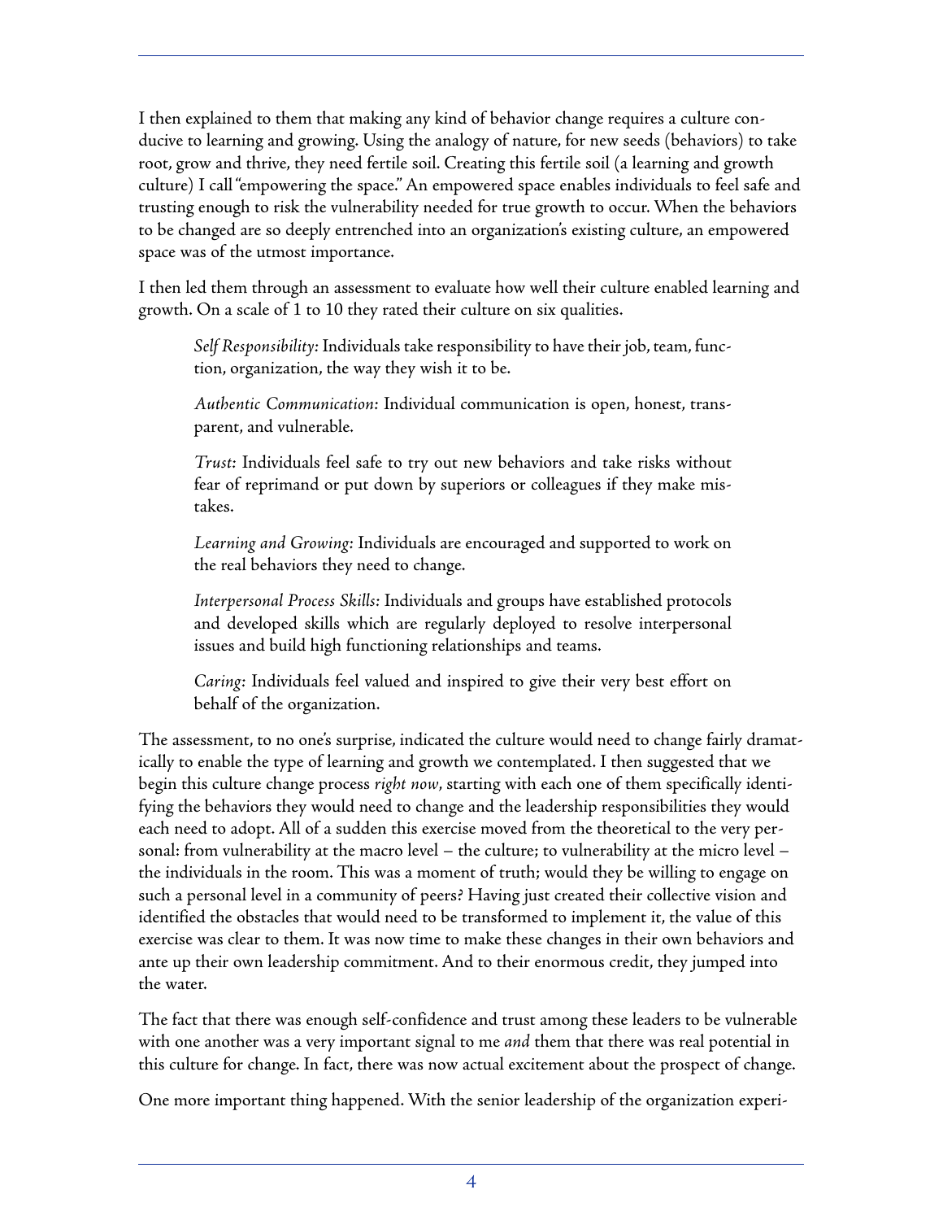I then explained to them that making any kind of behavior change requires a culture conducive to learning and growing. Using the analogy of nature, for new seeds (behaviors) to take root, grow and thrive, they need fertile soil. Creating this fertile soil (a learning and growth culture) I call "empowering the space." An empowered space enables individuals to feel safe and trusting enough to risk the vulnerability needed for true growth to occur. When the behaviors to be changed are so deeply entrenched into an organization's existing culture, an empowered space was of the utmost importance.

I then led them through an assessment to evaluate how well their culture enabled learning and growth. On a scale of 1 to 10 they rated their culture on six qualities.

> *Self Responsibility:* Individuals take responsibility to have their job, team, function, organization, the way they wish it to be.
>
> *Authentic Communication:* Individual communication is open, honest, transparent, and vulnerable.
>
> *Trust:* Individuals feel safe to try out new behaviors and take risks without fear of reprimand or put down by superiors or colleagues if they make mistakes.
>
> *Learning and Growing:* Individuals are encouraged and supported to work on the real behaviors they need to change.
>
> *Interpersonal Process Skills:* Individuals and groups have established protocols and developed skills which are regularly deployed to resolve interpersonal issues and build high functioning relationships and teams.
>
> *Caring:* Individuals feel valued and inspired to give their very best effort on behalf of the organization.

The assessment, to no one's surprise, indicated the culture would need to change fairly dramatically to enable the type of learning and growth we contemplated. I then suggested that we begin this culture change process *right now*, starting with each one of them specifically identifying the behaviors they would need to change and the leadership responsibilities they would each need to adopt. All of a sudden this exercise moved from the theoretical to the very personal: from vulnerability at the macro level – the culture; to vulnerability at the micro level – the individuals in the room. This was a moment of truth; would they be willing to engage on such a personal level in a community of peers? Having just created their collective vision and identified the obstacles that would need to be transformed to implement it, the value of this exercise was clear to them. It was now time to make these changes in their own behaviors and ante up their own leadership commitment. And to their enormous credit, they jumped into the water.

The fact that there was enough self-confidence and trust among these leaders to be vulnerable with one another was a very important signal to me *and* them that there was real potential in this culture for change. In fact, there was now actual excitement about the prospect of change.

One more important thing happened. With the senior leadership of the organization experi-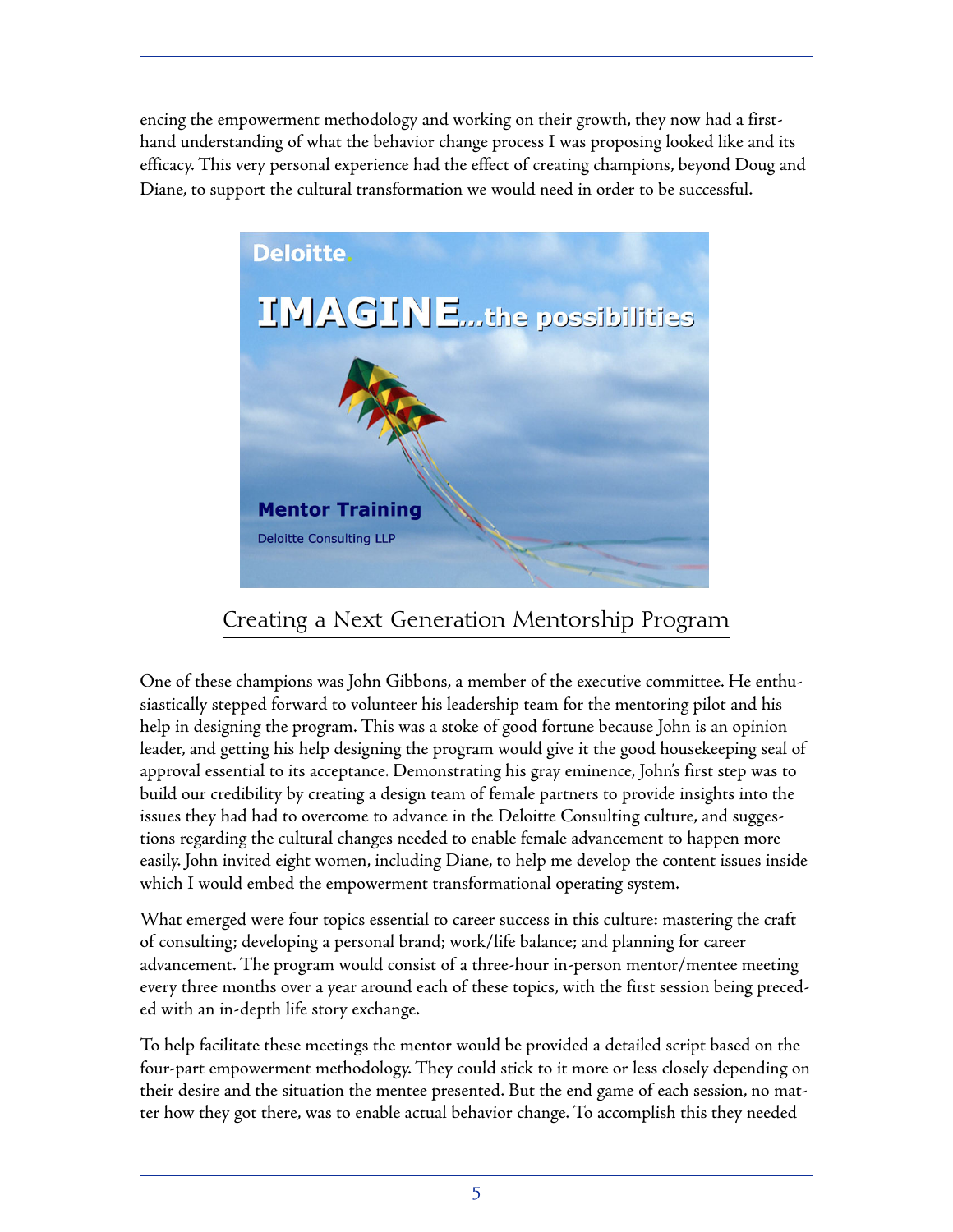encing the empowerment methodology and working on their growth, they now had a first-hand understanding of what the behavior change process I was proposing looked like and its efficacy. This very personal experience had the effect of creating champions, beyond Doug and Diane, to support the cultural transformation we would need in order to be successful.

## Creating a Next Generation Mentorship Program

One of these champions was John Gibbons, a member of the executive committee. He enthusiastically stepped forward to volunteer his leadership team for the mentoring pilot and his help in designing the program. This was a stoke of good fortune because John is an opinion leader, and getting his help designing the program would give it the good housekeeping seal of approval essential to its acceptance. Demonstrating his gray eminence, John's first step was to build our credibility by creating a design team of female partners to provide insights into the issues they had had to overcome to advance in the Deloitte Consulting culture, and suggestions regarding the cultural changes needed to enable female advancement to happen more easily. John invited eight women, including Diane, to help me develop the content issues inside which I would embed the empowerment transformational operating system.

What emerged were four topics essential to career success in this culture: mastering the craft of consulting; developing a personal brand; work/life balance; and planning for career advancement. The program would consist of a three-hour in-person mentor/mentee meeting every three months over a year around each of these topics, with the first session being preceded with an in-depth life story exchange.

To help facilitate these meetings the mentor would be provided a detailed script based on the four-part empowerment methodology. They could stick to it more or less closely depending on their desire and the situation the mentee presented. But the end game of each session, no matter how they got there, was to enable actual behavior change. To accomplish this they needed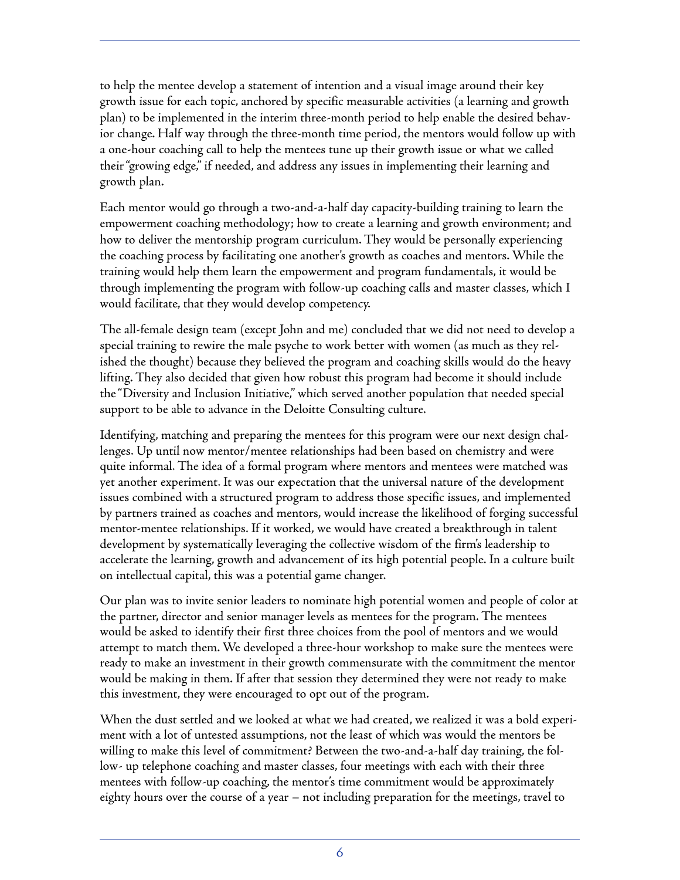to help the mentee develop a statement of intention and a visual image around their key growth issue for each topic, anchored by specific measurable activities (a learning and growth plan) to be implemented in the interim three-month period to help enable the desired behavior change. Half way through the three-month time period, the mentors would follow up with a one-hour coaching call to help the mentees tune up their growth issue or what we called their "growing edge," if needed, and address any issues in implementing their learning and growth plan.

Each mentor would go through a two-and-a-half day capacity-building training to learn the empowerment coaching methodology; how to create a learning and growth environment; and how to deliver the mentorship program curriculum. They would be personally experiencing the coaching process by facilitating one another's growth as coaches and mentors. While the training would help them learn the empowerment and program fundamentals, it would be through implementing the program with follow-up coaching calls and master classes, which I would facilitate, that they would develop competency.

The all-female design team (except John and me) concluded that we did not need to develop a special training to rewire the male psyche to work better with women (as much as they relished the thought) because they believed the program and coaching skills would do the heavy lifting. They also decided that given how robust this program had become it should include the "Diversity and Inclusion Initiative," which served another population that needed special support to be able to advance in the Deloitte Consulting culture.

Identifying, matching and preparing the mentees for this program were our next design challenges. Up until now mentor/mentee relationships had been based on chemistry and were quite informal. The idea of a formal program where mentors and mentees were matched was yet another experiment. It was our expectation that the universal nature of the development issues combined with a structured program to address those specific issues, and implemented by partners trained as coaches and mentors, would increase the likelihood of forging successful mentor-mentee relationships. If it worked, we would have created a breakthrough in talent development by systematically leveraging the collective wisdom of the firm's leadership to accelerate the learning, growth and advancement of its high potential people. In a culture built on intellectual capital, this was a potential game changer.

Our plan was to invite senior leaders to nominate high potential women and people of color at the partner, director and senior manager levels as mentees for the program. The mentees would be asked to identify their first three choices from the pool of mentors and we would attempt to match them. We developed a three-hour workshop to make sure the mentees were ready to make an investment in their growth commensurate with the commitment the mentor would be making in them. If after that session they determined they were not ready to make this investment, they were encouraged to opt out of the program.

When the dust settled and we looked at what we had created, we realized it was a bold experiment with a lot of untested assumptions, not the least of which was would the mentors be willing to make this level of commitment? Between the two-and-a-half day training, the follow- up telephone coaching and master classes, four meetings with each with their three mentees with follow-up coaching, the mentor's time commitment would be approximately eighty hours over the course of a year – not including preparation for the meetings, travel to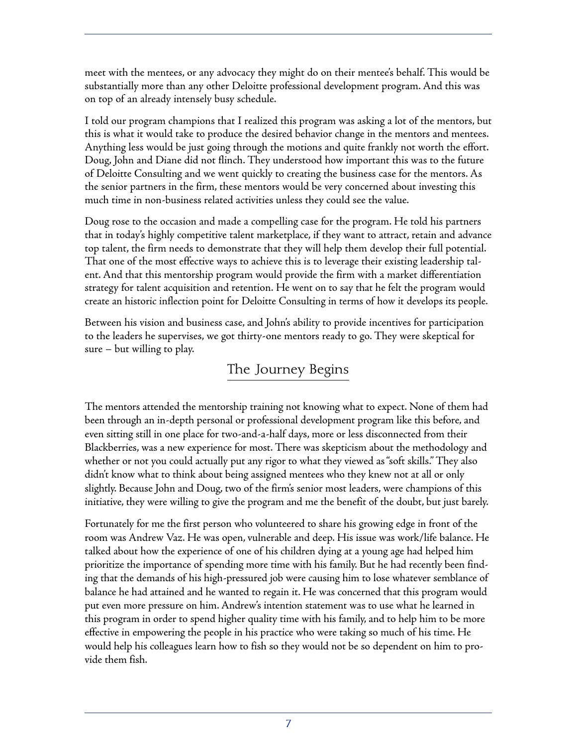meet with the mentees, or any advocacy they might do on their mentee's behalf. This would be substantially more than any other Deloitte professional development program. And this was on top of an already intensely busy schedule.

I told our program champions that I realized this program was asking a lot of the mentors, but this is what it would take to produce the desired behavior change in the mentors and mentees. Anything less would be just going through the motions and quite frankly not worth the effort. Doug, John and Diane did not flinch. They understood how important this was to the future of Deloitte Consulting and we went quickly to creating the business case for the mentors. As the senior partners in the firm, these mentors would be very concerned about investing this much time in non-business related activities unless they could see the value.

Doug rose to the occasion and made a compelling case for the program. He told his partners that in today's highly competitive talent marketplace, if they want to attract, retain and advance top talent, the firm needs to demonstrate that they will help them develop their full potential. That one of the most effective ways to achieve this is to leverage their existing leadership talent. And that this mentorship program would provide the firm with a market differentiation strategy for talent acquisition and retention. He went on to say that he felt the program would create an historic inflection point for Deloitte Consulting in terms of how it develops its people.

Between his vision and business case, and John's ability to provide incentives for participation to the leaders he supervises, we got thirty-one mentors ready to go. They were skeptical for sure – but willing to play.

## The Journey Begins

The mentors attended the mentorship training not knowing what to expect. None of them had been through an in-depth personal or professional development program like this before, and even sitting still in one place for two-and-a-half days, more or less disconnected from their Blackberries, was a new experience for most. There was skepticism about the methodology and whether or not you could actually put any rigor to what they viewed as "soft skills." They also didn't know what to think about being assigned mentees who they knew not at all or only slightly. Because John and Doug, two of the firm's senior most leaders, were champions of this initiative, they were willing to give the program and me the benefit of the doubt, but just barely.

Fortunately for me the first person who volunteered to share his growing edge in front of the room was Andrew Vaz. He was open, vulnerable and deep. His issue was work/life balance. He talked about how the experience of one of his children dying at a young age had helped him prioritize the importance of spending more time with his family. But he had recently been finding that the demands of his high-pressured job were causing him to lose whatever semblance of balance he had attained and he wanted to regain it. He was concerned that this program would put even more pressure on him. Andrew's intention statement was to use what he learned in this program in order to spend higher quality time with his family, and to help him to be more effective in empowering the people in his practice who were taking so much of his time. He would help his colleagues learn how to fish so they would not be so dependent on him to provide them fish.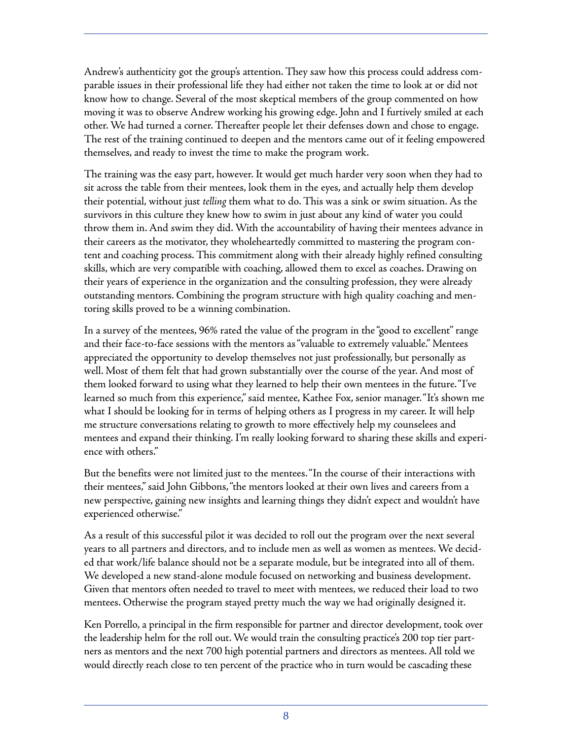Andrew's authenticity got the group's attention. They saw how this process could address comparable issues in their professional life they had either not taken the time to look at or did not know how to change. Several of the most skeptical members of the group commented on how moving it was to observe Andrew working his growing edge. John and I furtively smiled at each other. We had turned a corner. Thereafter people let their defenses down and chose to engage. The rest of the training continued to deepen and the mentors came out of it feeling empowered themselves, and ready to invest the time to make the program work.

The training was the easy part, however. It would get much harder very soon when they had to sit across the table from their mentees, look them in the eyes, and actually help them develop their potential, without just *telling* them what to do. This was a sink or swim situation. As the survivors in this culture they knew how to swim in just about any kind of water you could throw them in. And swim they did. With the accountability of having their mentees advance in their careers as the motivator, they wholeheartedly committed to mastering the program content and coaching process. This commitment along with their already highly refined consulting skills, which are very compatible with coaching, allowed them to excel as coaches. Drawing on their years of experience in the organization and the consulting profession, they were already outstanding mentors. Combining the program structure with high quality coaching and mentoring skills proved to be a winning combination.

In a survey of the mentees, 96% rated the value of the program in the "good to excellent" range and their face-to-face sessions with the mentors as "valuable to extremely valuable." Mentees appreciated the opportunity to develop themselves not just professionally, but personally as well. Most of them felt that had grown substantially over the course of the year. And most of them looked forward to using what they learned to help their own mentees in the future. "I've learned so much from this experience," said mentee, Kathee Fox, senior manager. "It's shown me what I should be looking for in terms of helping others as I progress in my career. It will help me structure conversations relating to growth to more effectively help my counselees and mentees and expand their thinking. I'm really looking forward to sharing these skills and experience with others."

But the benefits were not limited just to the mentees. "In the course of their interactions with their mentees," said John Gibbons, "the mentors looked at their own lives and careers from a new perspective, gaining new insights and learning things they didn't expect and wouldn't have experienced otherwise."

As a result of this successful pilot it was decided to roll out the program over the next several years to all partners and directors, and to include men as well as women as mentees. We decided that work/life balance should not be a separate module, but be integrated into all of them. We developed a new stand-alone module focused on networking and business development. Given that mentors often needed to travel to meet with mentees, we reduced their load to two mentees. Otherwise the program stayed pretty much the way we had originally designed it.

Ken Porrello, a principal in the firm responsible for partner and director development, took over the leadership helm for the roll out. We would train the consulting practice's 200 top tier partners as mentors and the next 700 high potential partners and directors as mentees. All told we would directly reach close to ten percent of the practice who in turn would be cascading these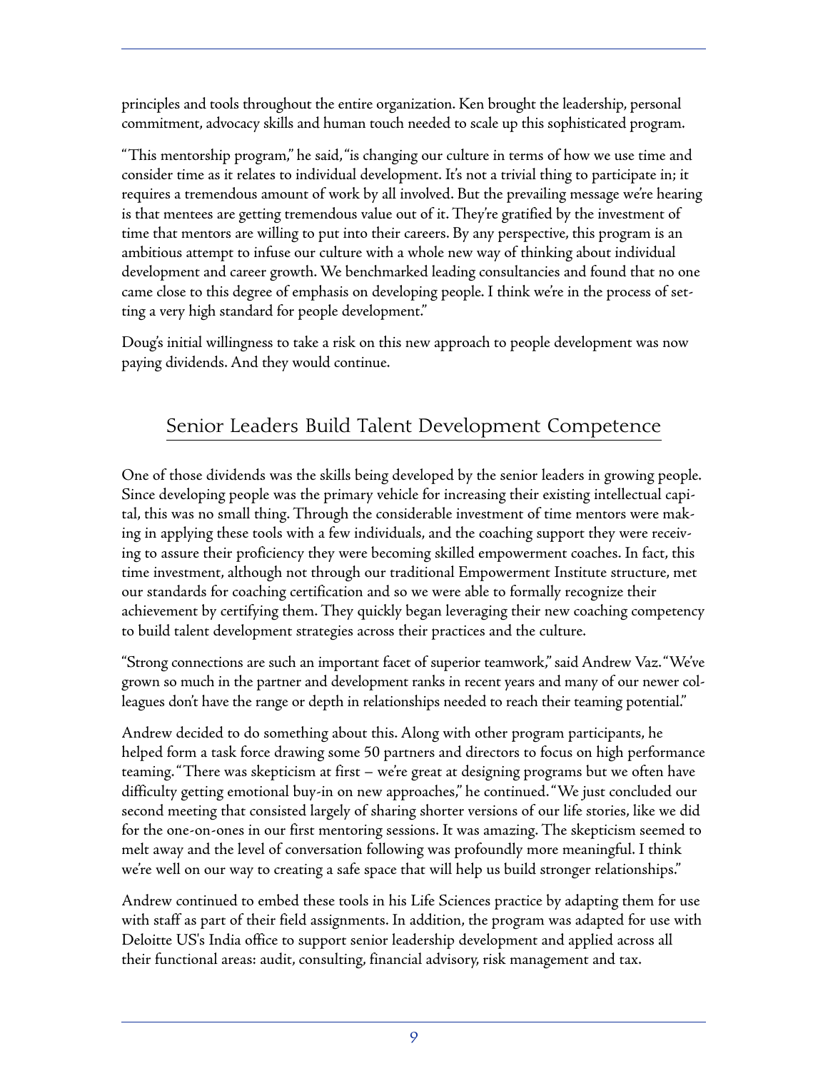principles and tools throughout the entire organization. Ken brought the leadership, personal commitment, advocacy skills and human touch needed to scale up this sophisticated program.

"This mentorship program," he said, "is changing our culture in terms of how we use time and consider time as it relates to individual development. It's not a trivial thing to participate in; it requires a tremendous amount of work by all involved. But the prevailing message we're hearing is that mentees are getting tremendous value out of it. They're gratified by the investment of time that mentors are willing to put into their careers. By any perspective, this program is an ambitious attempt to infuse our culture with a whole new way of thinking about individual development and career growth. We benchmarked leading consultancies and found that no one came close to this degree of emphasis on developing people. I think we're in the process of setting a very high standard for people development."

Doug's initial willingness to take a risk on this new approach to people development was now paying dividends. And they would continue.

## Senior Leaders Build Talent Development Competence

One of those dividends was the skills being developed by the senior leaders in growing people. Since developing people was the primary vehicle for increasing their existing intellectual capital, this was no small thing. Through the considerable investment of time mentors were making in applying these tools with a few individuals, and the coaching support they were receiving to assure their proficiency they were becoming skilled empowerment coaches. In fact, this time investment, although not through our traditional Empowerment Institute structure, met our standards for coaching certification and so we were able to formally recognize their achievement by certifying them. They quickly began leveraging their new coaching competency to build talent development strategies across their practices and the culture.

"Strong connections are such an important facet of superior teamwork," said Andrew Vaz. "We've grown so much in the partner and development ranks in recent years and many of our newer colleagues don't have the range or depth in relationships needed to reach their teaming potential."

Andrew decided to do something about this. Along with other program participants, he helped form a task force drawing some 50 partners and directors to focus on high performance teaming. "There was skepticism at first – we're great at designing programs but we often have difficulty getting emotional buy-in on new approaches," he continued. "We just concluded our second meeting that consisted largely of sharing shorter versions of our life stories, like we did for the one-on-ones in our first mentoring sessions. It was amazing. The skepticism seemed to melt away and the level of conversation following was profoundly more meaningful. I think we're well on our way to creating a safe space that will help us build stronger relationships."

Andrew continued to embed these tools in his Life Sciences practice by adapting them for use with staff as part of their field assignments. In addition, the program was adapted for use with Deloitte US's India office to support senior leadership development and applied across all their functional areas: audit, consulting, financial advisory, risk management and tax.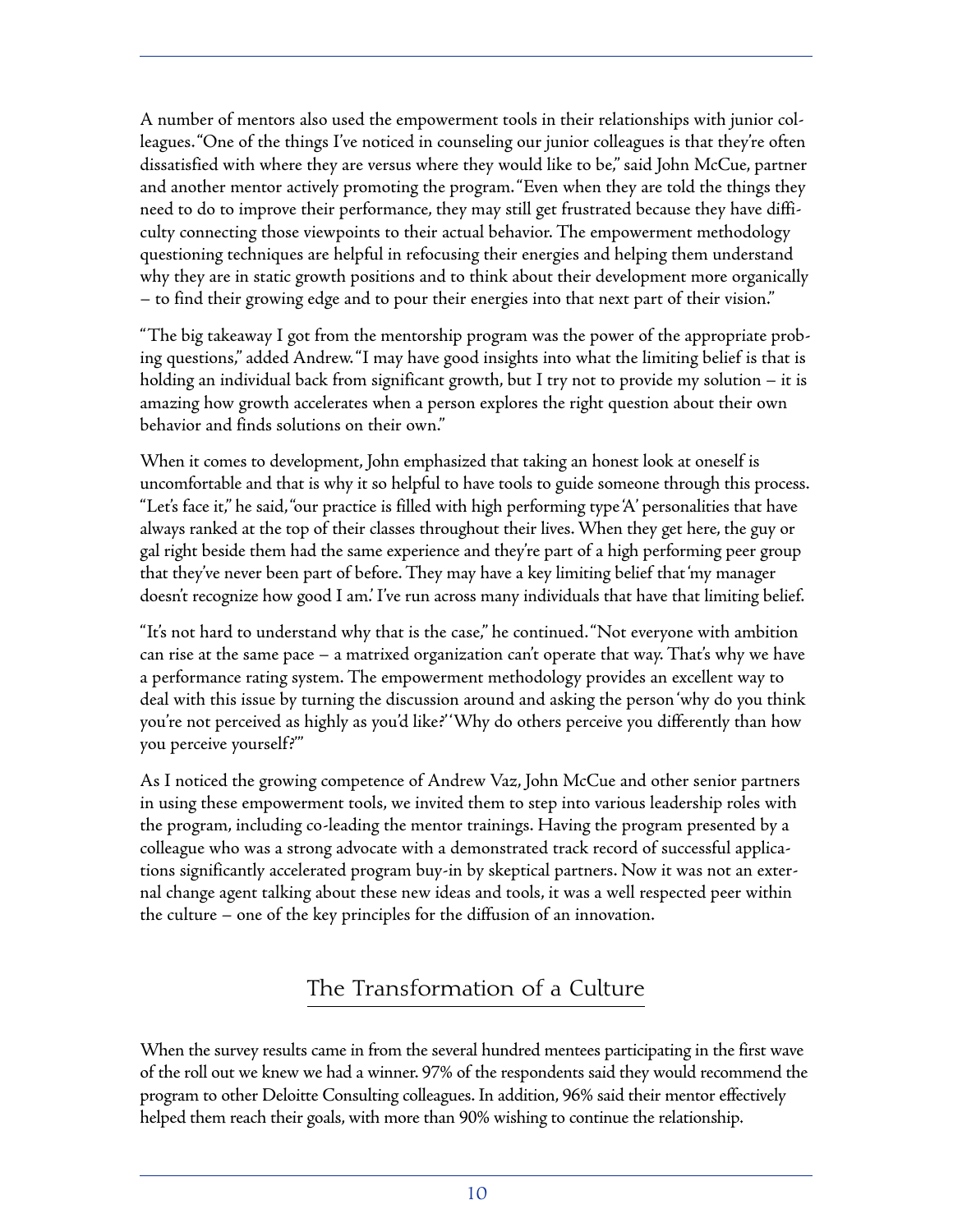A number of mentors also used the empowerment tools in their relationships with junior colleagues. "One of the things I've noticed in counseling our junior colleagues is that they're often dissatisfied with where they are versus where they would like to be," said John McCue, partner and another mentor actively promoting the program. "Even when they are told the things they need to do to improve their performance, they may still get frustrated because they have difficulty connecting those viewpoints to their actual behavior. The empowerment methodology questioning techniques are helpful in refocusing their energies and helping them understand why they are in static growth positions and to think about their development more organically – to find their growing edge and to pour their energies into that next part of their vision."

"The big takeaway I got from the mentorship program was the power of the appropriate probing questions," added Andrew. "I may have good insights into what the limiting belief is that is holding an individual back from significant growth, but I try not to provide my solution – it is amazing how growth accelerates when a person explores the right question about their own behavior and finds solutions on their own."

When it comes to development, John emphasized that taking an honest look at oneself is uncomfortable and that is why it so helpful to have tools to guide someone through this process. "Let's face it," he said, "our practice is filled with high performing type 'A' personalities that have always ranked at the top of their classes throughout their lives. When they get here, the guy or gal right beside them had the same experience and they're part of a high performing peer group that they've never been part of before. They may have a key limiting belief that 'my manager doesn't recognize how good I am.' I've run across many individuals that have that limiting belief.

"It's not hard to understand why that is the case," he continued. "Not everyone with ambition can rise at the same pace – a matrixed organization can't operate that way. That's why we have a performance rating system. The empowerment methodology provides an excellent way to deal with this issue by turning the discussion around and asking the person 'why do you think you're not perceived as highly as you'd like?' 'Why do others perceive you differently than how you perceive yourself?'"

As I noticed the growing competence of Andrew Vaz, John McCue and other senior partners in using these empowerment tools, we invited them to step into various leadership roles with the program, including co-leading the mentor trainings. Having the program presented by a colleague who was a strong advocate with a demonstrated track record of successful applications significantly accelerated program buy-in by skeptical partners. Now it was not an external change agent talking about these new ideas and tools, it was a well respected peer within the culture – one of the key principles for the diffusion of an innovation.

## The Transformation of a Culture

When the survey results came in from the several hundred mentees participating in the first wave of the roll out we knew we had a winner. 97% of the respondents said they would recommend the program to other Deloitte Consulting colleagues. In addition, 96% said their mentor effectively helped them reach their goals, with more than 90% wishing to continue the relationship.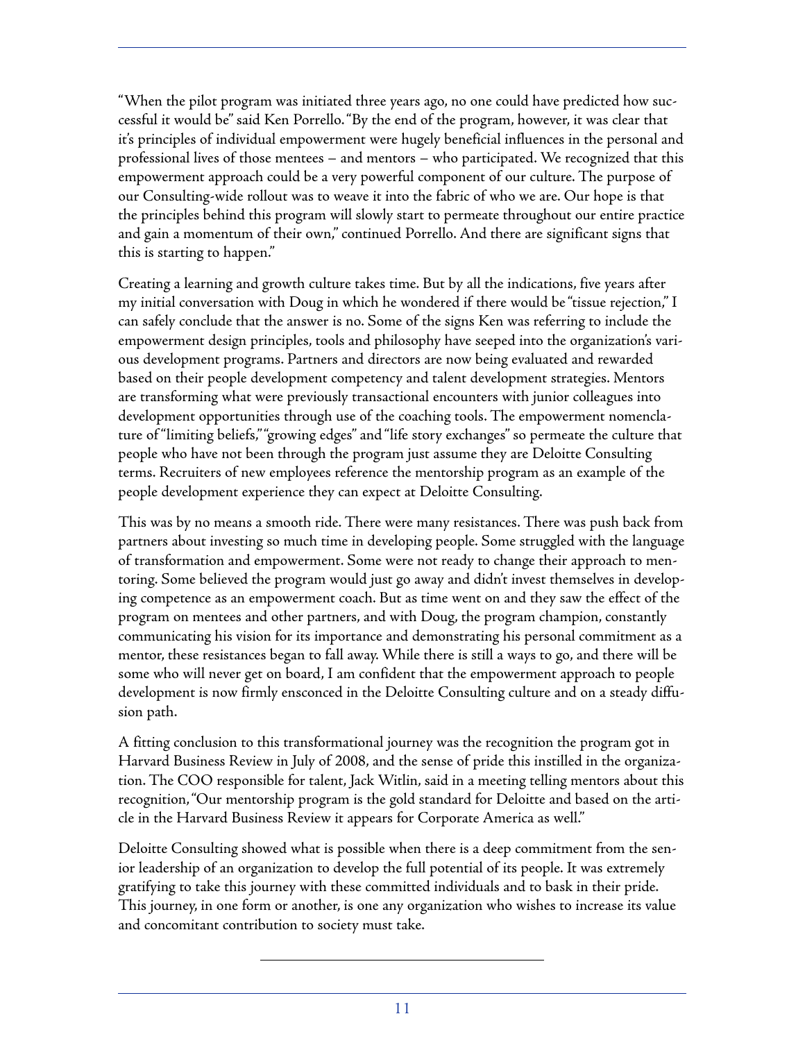"When the pilot program was initiated three years ago, no one could have predicted how successful it would be" said Ken Porrello. "By the end of the program, however, it was clear that it's principles of individual empowerment were hugely beneficial influences in the personal and professional lives of those mentees – and mentors – who participated. We recognized that this empowerment approach could be a very powerful component of our culture. The purpose of our Consulting-wide rollout was to weave it into the fabric of who we are. Our hope is that the principles behind this program will slowly start to permeate throughout our entire practice and gain a momentum of their own," continued Porrello. And there are significant signs that this is starting to happen."

Creating a learning and growth culture takes time. But by all the indications, five years after my initial conversation with Doug in which he wondered if there would be "tissue rejection," I can safely conclude that the answer is no. Some of the signs Ken was referring to include the empowerment design principles, tools and philosophy have seeped into the organization's various development programs. Partners and directors are now being evaluated and rewarded based on their people development competency and talent development strategies. Mentors are transforming what were previously transactional encounters with junior colleagues into development opportunities through use of the coaching tools. The empowerment nomenclature of "limiting beliefs," "growing edges" and "life story exchanges" so permeate the culture that people who have not been through the program just assume they are Deloitte Consulting terms. Recruiters of new employees reference the mentorship program as an example of the people development experience they can expect at Deloitte Consulting.

This was by no means a smooth ride. There were many resistances. There was push back from partners about investing so much time in developing people. Some struggled with the language of transformation and empowerment. Some were not ready to change their approach to mentoring. Some believed the program would just go away and didn't invest themselves in developing competence as an empowerment coach. But as time went on and they saw the effect of the program on mentees and other partners, and with Doug, the program champion, constantly communicating his vision for its importance and demonstrating his personal commitment as a mentor, these resistances began to fall away. While there is still a ways to go, and there will be some who will never get on board, I am confident that the empowerment approach to people development is now firmly ensconced in the Deloitte Consulting culture and on a steady diffusion path.

A fitting conclusion to this transformational journey was the recognition the program got in Harvard Business Review in July of 2008, and the sense of pride this instilled in the organization. The COO responsible for talent, Jack Witlin, said in a meeting telling mentors about this recognition, "Our mentorship program is the gold standard for Deloitte and based on the article in the Harvard Business Review it appears for Corporate America as well."

Deloitte Consulting showed what is possible when there is a deep commitment from the senior leadership of an organization to develop the full potential of its people. It was extremely gratifying to take this journey with these committed individuals and to bask in their pride. This journey, in one form or another, is one any organization who wishes to increase its value and concomitant contribution to society must take.

---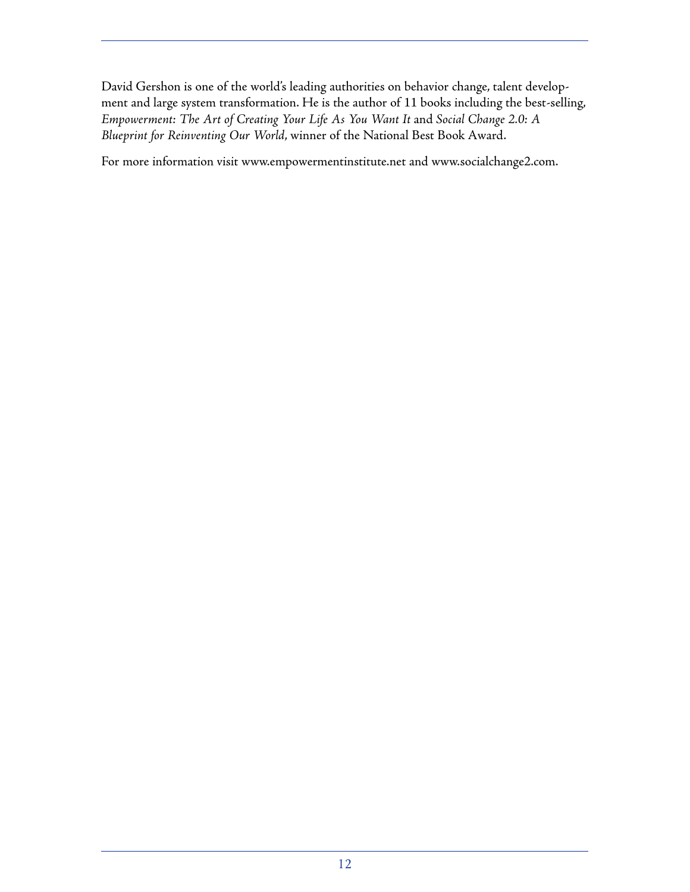David Gershon is one of the world's leading authorities on behavior change, talent development and large system transformation. He is the author of 11 books including the best-selling, *Empowerment: The Art of Creating Your Life As You Want It* and *Social Change 2.0: A Blueprint for Reinventing Our World*, winner of the National Best Book Award.

For more information visit www.empowermentinstitute.net and www.socialchange2.com.